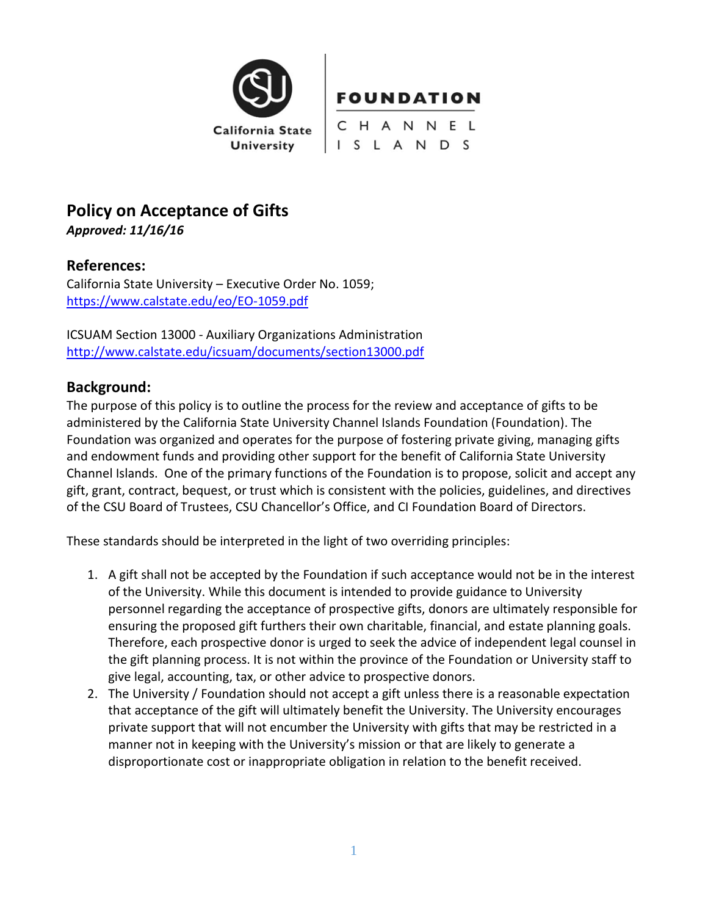# Policy on Acceptance of Gifts

***Approved: 11/16/16***

## References:

California State University – Executive Order No. 1059;
https://www.calstate.edu/eo/EO-1059.pdf

ICSUAM Section 13000 - Auxiliary Organizations Administration
http://www.calstate.edu/icsuam/documents/section13000.pdf

## Background:

The purpose of this policy is to outline the process for the review and acceptance of gifts to be administered by the California State University Channel Islands Foundation (Foundation). The Foundation was organized and operates for the purpose of fostering private giving, managing gifts and endowment funds and providing other support for the benefit of California State University Channel Islands. One of the primary functions of the Foundation is to propose, solicit and accept any gift, grant, contract, bequest, or trust which is consistent with the policies, guidelines, and directives of the CSU Board of Trustees, CSU Chancellor's Office, and CI Foundation Board of Directors.

These standards should be interpreted in the light of two overriding principles:

1. A gift shall not be accepted by the Foundation if such acceptance would not be in the interest of the University. While this document is intended to provide guidance to University personnel regarding the acceptance of prospective gifts, donors are ultimately responsible for ensuring the proposed gift furthers their own charitable, financial, and estate planning goals. Therefore, each prospective donor is urged to seek the advice of independent legal counsel in the gift planning process. It is not within the province of the Foundation or University staff to give legal, accounting, tax, or other advice to prospective donors.
2. The University / Foundation should not accept a gift unless there is a reasonable expectation that acceptance of the gift will ultimately benefit the University. The University encourages private support that will not encumber the University with gifts that may be restricted in a manner not in keeping with the University's mission or that are likely to generate a disproportionate cost or inappropriate obligation in relation to the benefit received.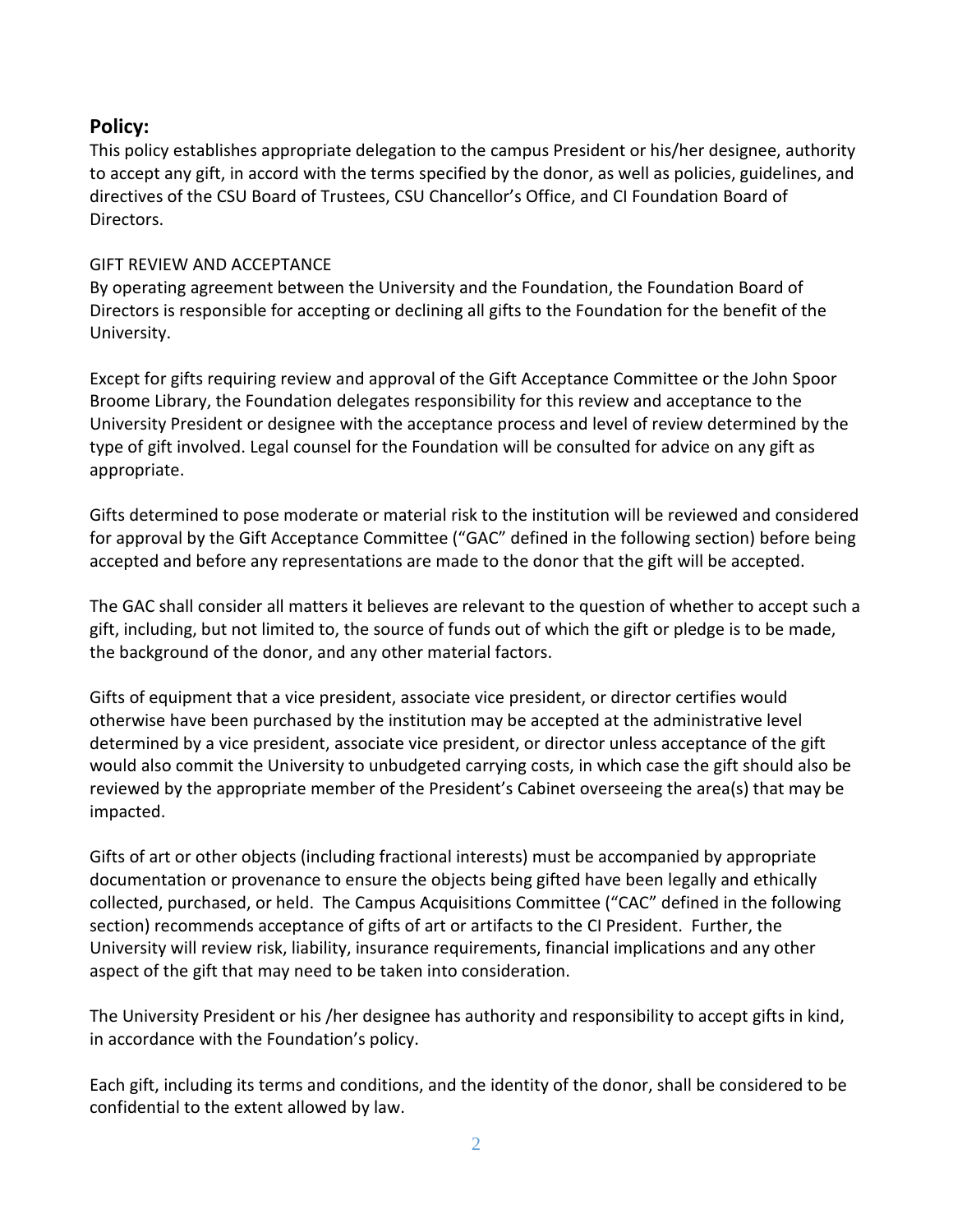## Policy:

This policy establishes appropriate delegation to the campus President or his/her designee, authority to accept any gift, in accord with the terms specified by the donor, as well as policies, guidelines, and directives of the CSU Board of Trustees, CSU Chancellor's Office, and CI Foundation Board of Directors.

GIFT REVIEW AND ACCEPTANCE

By operating agreement between the University and the Foundation, the Foundation Board of Directors is responsible for accepting or declining all gifts to the Foundation for the benefit of the University.

Except for gifts requiring review and approval of the Gift Acceptance Committee or the John Spoor Broome Library, the Foundation delegates responsibility for this review and acceptance to the University President or designee with the acceptance process and level of review determined by the type of gift involved. Legal counsel for the Foundation will be consulted for advice on any gift as appropriate.

Gifts determined to pose moderate or material risk to the institution will be reviewed and considered for approval by the Gift Acceptance Committee ("GAC" defined in the following section) before being accepted and before any representations are made to the donor that the gift will be accepted.

The GAC shall consider all matters it believes are relevant to the question of whether to accept such a gift, including, but not limited to, the source of funds out of which the gift or pledge is to be made, the background of the donor, and any other material factors.

Gifts of equipment that a vice president, associate vice president, or director certifies would otherwise have been purchased by the institution may be accepted at the administrative level determined by a vice president, associate vice president, or director unless acceptance of the gift would also commit the University to unbudgeted carrying costs, in which case the gift should also be reviewed by the appropriate member of the President's Cabinet overseeing the area(s) that may be impacted.

Gifts of art or other objects (including fractional interests) must be accompanied by appropriate documentation or provenance to ensure the objects being gifted have been legally and ethically collected, purchased, or held. The Campus Acquisitions Committee ("CAC" defined in the following section) recommends acceptance of gifts of art or artifacts to the CI President. Further, the University will review risk, liability, insurance requirements, financial implications and any other aspect of the gift that may need to be taken into consideration.

The University President or his /her designee has authority and responsibility to accept gifts in kind, in accordance with the Foundation's policy.

Each gift, including its terms and conditions, and the identity of the donor, shall be considered to be confidential to the extent allowed by law.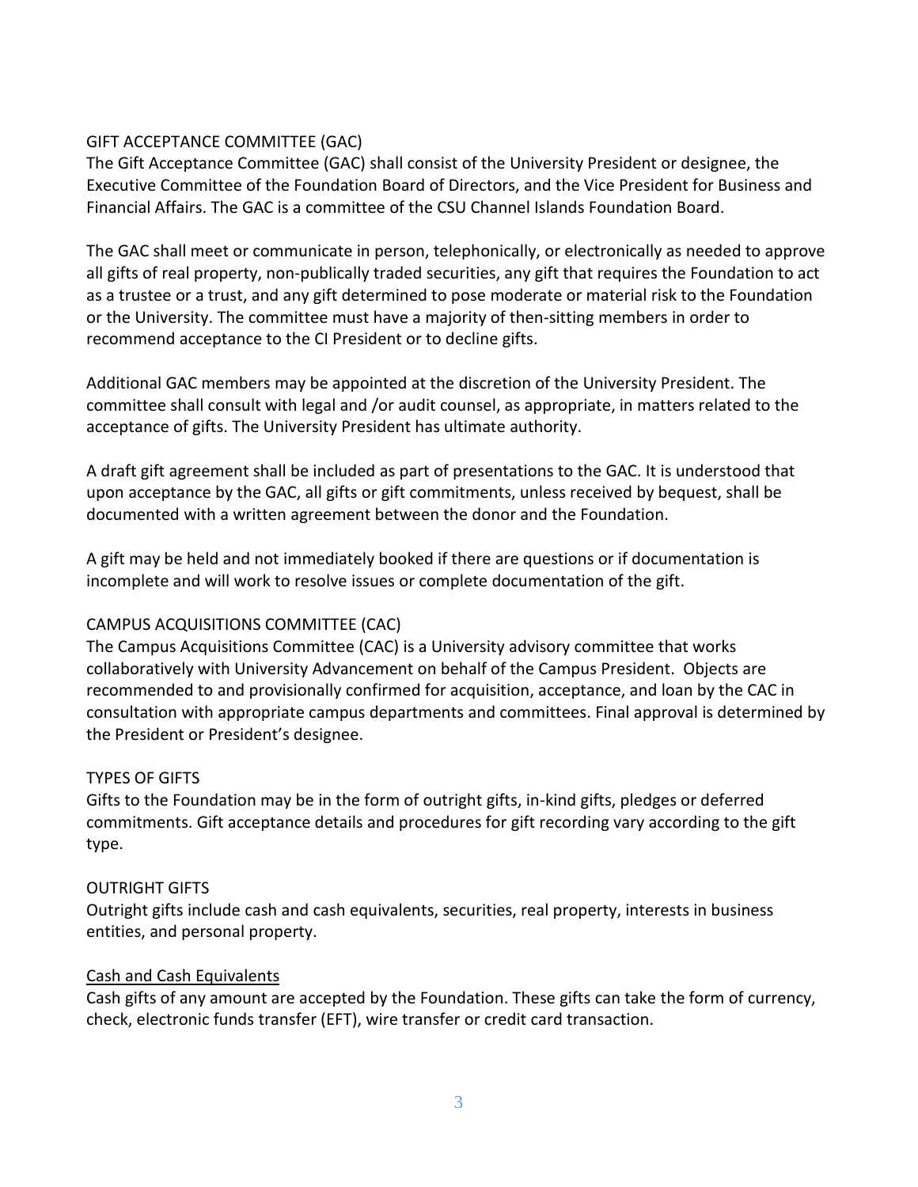## GIFT ACCEPTANCE COMMITTEE (GAC)

The Gift Acceptance Committee (GAC) shall consist of the University President or designee, the Executive Committee of the Foundation Board of Directors, and the Vice President for Business and Financial Affairs. The GAC is a committee of the CSU Channel Islands Foundation Board.

The GAC shall meet or communicate in person, telephonically, or electronically as needed to approve all gifts of real property, non-publically traded securities, any gift that requires the Foundation to act as a trustee or a trust, and any gift determined to pose moderate or material risk to the Foundation or the University. The committee must have a majority of then-sitting members in order to recommend acceptance to the CI President or to decline gifts.

Additional GAC members may be appointed at the discretion of the University President. The committee shall consult with legal and /or audit counsel, as appropriate, in matters related to the acceptance of gifts. The University President has ultimate authority.

A draft gift agreement shall be included as part of presentations to the GAC. It is understood that upon acceptance by the GAC, all gifts or gift commitments, unless received by bequest, shall be documented with a written agreement between the donor and the Foundation.

A gift may be held and not immediately booked if there are questions or if documentation is incomplete and will work to resolve issues or complete documentation of the gift.

## CAMPUS ACQUISITIONS COMMITTEE (CAC)

The Campus Acquisitions Committee (CAC) is a University advisory committee that works collaboratively with University Advancement on behalf of the Campus President. Objects are recommended to and provisionally confirmed for acquisition, acceptance, and loan by the CAC in consultation with appropriate campus departments and committees. Final approval is determined by the President or President's designee.

## TYPES OF GIFTS

Gifts to the Foundation may be in the form of outright gifts, in-kind gifts, pledges or deferred commitments. Gift acceptance details and procedures for gift recording vary according to the gift type.

## OUTRIGHT GIFTS

Outright gifts include cash and cash equivalents, securities, real property, interests in business entities, and personal property.

### Cash and Cash Equivalents

Cash gifts of any amount are accepted by the Foundation. These gifts can take the form of currency, check, electronic funds transfer (EFT), wire transfer or credit card transaction.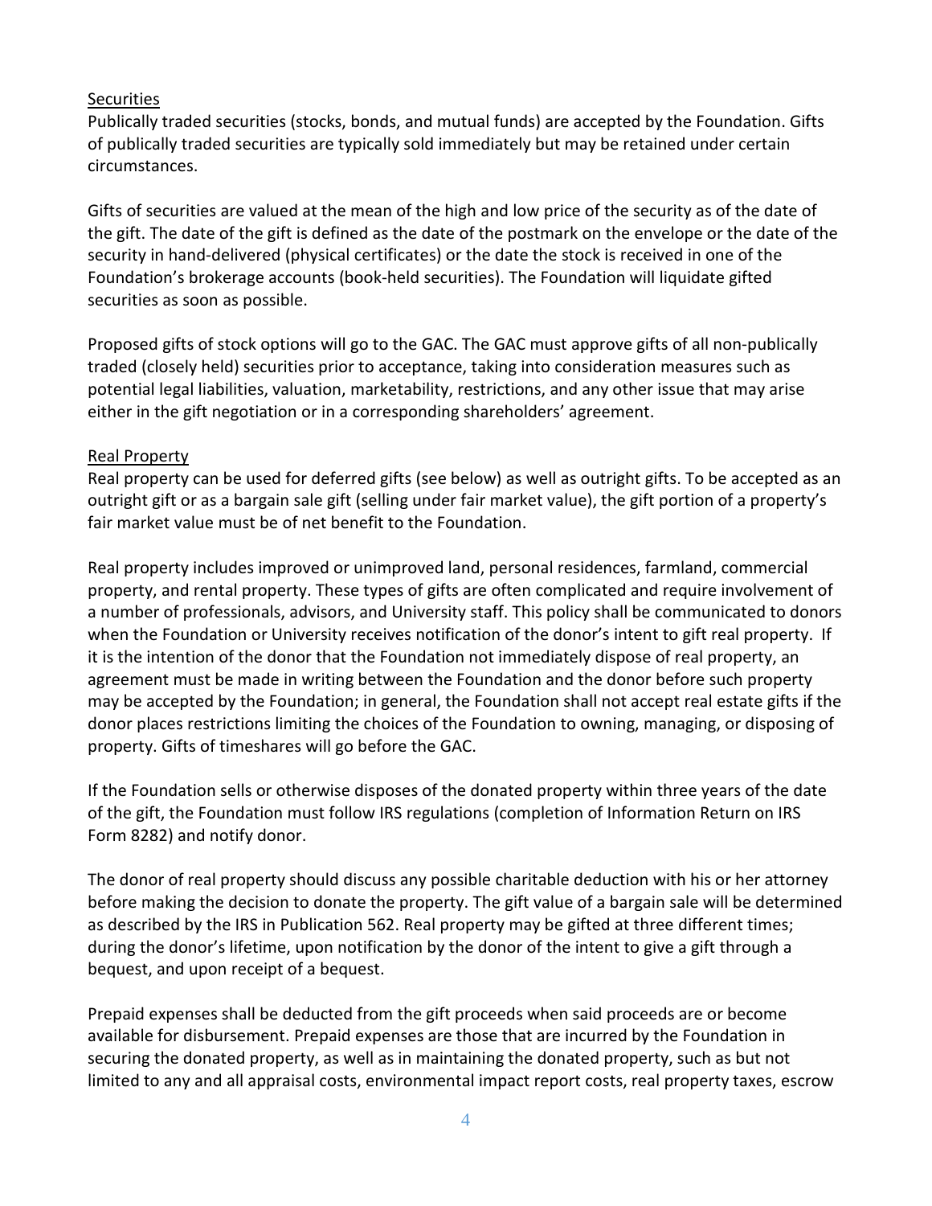## Securities

Publically traded securities (stocks, bonds, and mutual funds) are accepted by the Foundation. Gifts of publically traded securities are typically sold immediately but may be retained under certain circumstances.

Gifts of securities are valued at the mean of the high and low price of the security as of the date of the gift. The date of the gift is defined as the date of the postmark on the envelope or the date of the security in hand-delivered (physical certificates) or the date the stock is received in one of the Foundation's brokerage accounts (book-held securities). The Foundation will liquidate gifted securities as soon as possible.

Proposed gifts of stock options will go to the GAC. The GAC must approve gifts of all non-publically traded (closely held) securities prior to acceptance, taking into consideration measures such as potential legal liabilities, valuation, marketability, restrictions, and any other issue that may arise either in the gift negotiation or in a corresponding shareholders' agreement.

## Real Property

Real property can be used for deferred gifts (see below) as well as outright gifts. To be accepted as an outright gift or as a bargain sale gift (selling under fair market value), the gift portion of a property's fair market value must be of net benefit to the Foundation.

Real property includes improved or unimproved land, personal residences, farmland, commercial property, and rental property. These types of gifts are often complicated and require involvement of a number of professionals, advisors, and University staff. This policy shall be communicated to donors when the Foundation or University receives notification of the donor's intent to gift real property. If it is the intention of the donor that the Foundation not immediately dispose of real property, an agreement must be made in writing between the Foundation and the donor before such property may be accepted by the Foundation; in general, the Foundation shall not accept real estate gifts if the donor places restrictions limiting the choices of the Foundation to owning, managing, or disposing of property. Gifts of timeshares will go before the GAC.

If the Foundation sells or otherwise disposes of the donated property within three years of the date of the gift, the Foundation must follow IRS regulations (completion of Information Return on IRS Form 8282) and notify donor.

The donor of real property should discuss any possible charitable deduction with his or her attorney before making the decision to donate the property. The gift value of a bargain sale will be determined as described by the IRS in Publication 562. Real property may be gifted at three different times; during the donor's lifetime, upon notification by the donor of the intent to give a gift through a bequest, and upon receipt of a bequest.

Prepaid expenses shall be deducted from the gift proceeds when said proceeds are or become available for disbursement. Prepaid expenses are those that are incurred by the Foundation in securing the donated property, as well as in maintaining the donated property, such as but not limited to any and all appraisal costs, environmental impact report costs, real property taxes, escrow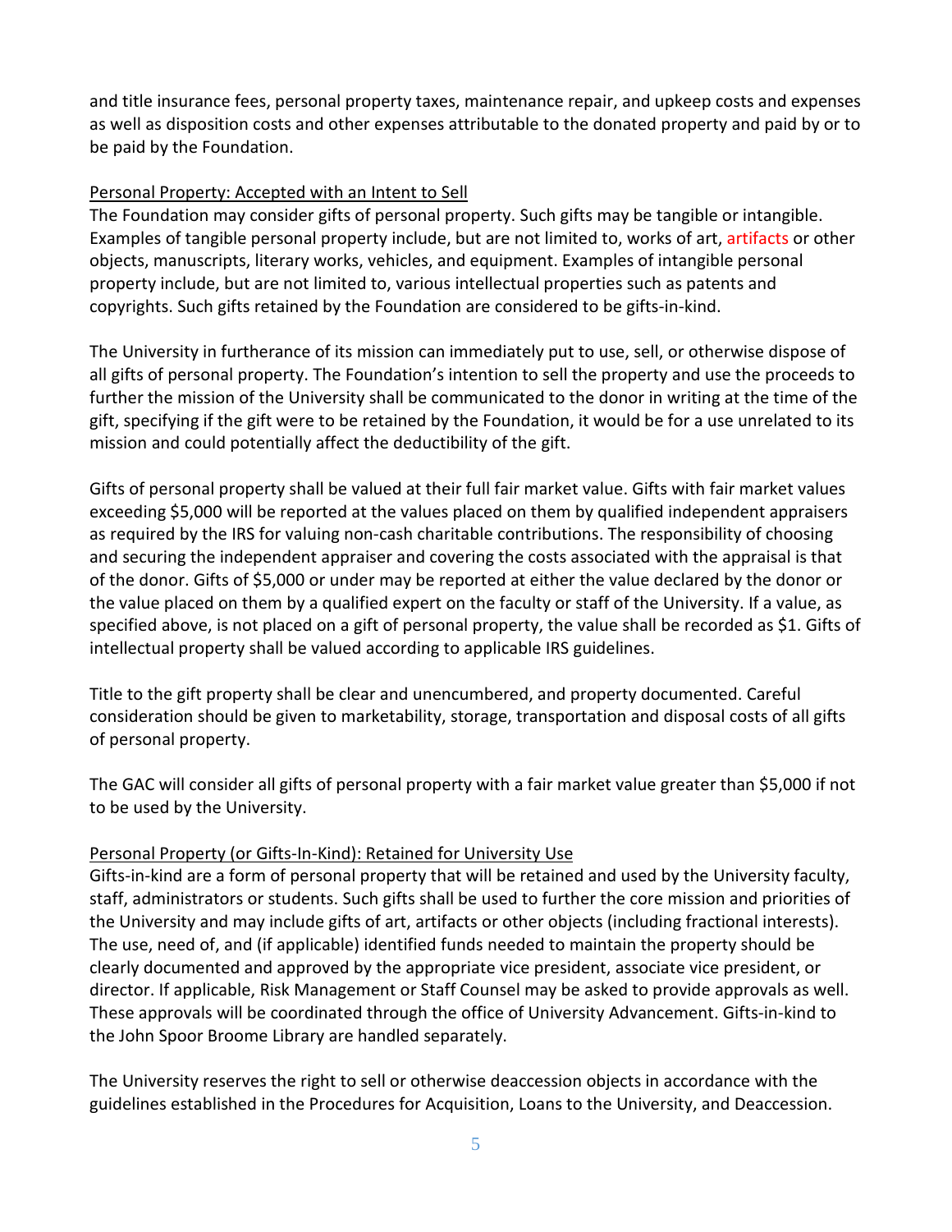and title insurance fees, personal property taxes, maintenance repair, and upkeep costs and expenses as well as disposition costs and other expenses attributable to the donated property and paid by or to be paid by the Foundation.

Personal Property: Accepted with an Intent to Sell

The Foundation may consider gifts of personal property. Such gifts may be tangible or intangible. Examples of tangible personal property include, but are not limited to, works of art, artifacts or other objects, manuscripts, literary works, vehicles, and equipment. Examples of intangible personal property include, but are not limited to, various intellectual properties such as patents and copyrights. Such gifts retained by the Foundation are considered to be gifts-in-kind.

The University in furtherance of its mission can immediately put to use, sell, or otherwise dispose of all gifts of personal property. The Foundation's intention to sell the property and use the proceeds to further the mission of the University shall be communicated to the donor in writing at the time of the gift, specifying if the gift were to be retained by the Foundation, it would be for a use unrelated to its mission and could potentially affect the deductibility of the gift.

Gifts of personal property shall be valued at their full fair market value. Gifts with fair market values exceeding $5,000 will be reported at the values placed on them by qualified independent appraisers as required by the IRS for valuing non-cash charitable contributions. The responsibility of choosing and securing the independent appraiser and covering the costs associated with the appraisal is that of the donor. Gifts of $5,000 or under may be reported at either the value declared by the donor or the value placed on them by a qualified expert on the faculty or staff of the University. If a value, as specified above, is not placed on a gift of personal property, the value shall be recorded as $1. Gifts of intellectual property shall be valued according to applicable IRS guidelines.

Title to the gift property shall be clear and unencumbered, and property documented. Careful consideration should be given to marketability, storage, transportation and disposal costs of all gifts of personal property.

The GAC will consider all gifts of personal property with a fair market value greater than $5,000 if not to be used by the University.

Personal Property (or Gifts-In-Kind): Retained for University Use

Gifts-in-kind are a form of personal property that will be retained and used by the University faculty, staff, administrators or students. Such gifts shall be used to further the core mission and priorities of the University and may include gifts of art, artifacts or other objects (including fractional interests). The use, need of, and (if applicable) identified funds needed to maintain the property should be clearly documented and approved by the appropriate vice president, associate vice president, or director. If applicable, Risk Management or Staff Counsel may be asked to provide approvals as well. These approvals will be coordinated through the office of University Advancement. Gifts-in-kind to the John Spoor Broome Library are handled separately.

The University reserves the right to sell or otherwise deaccession objects in accordance with the guidelines established in the Procedures for Acquisition, Loans to the University, and Deaccession.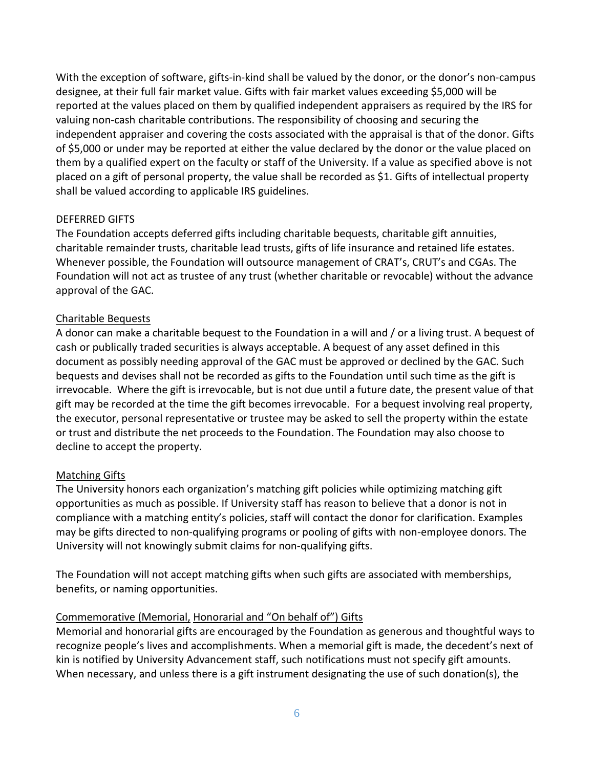With the exception of software, gifts-in-kind shall be valued by the donor, or the donor's non-campus designee, at their full fair market value. Gifts with fair market values exceeding $5,000 will be reported at the values placed on them by qualified independent appraisers as required by the IRS for valuing non-cash charitable contributions. The responsibility of choosing and securing the independent appraiser and covering the costs associated with the appraisal is that of the donor. Gifts of $5,000 or under may be reported at either the value declared by the donor or the value placed on them by a qualified expert on the faculty or staff of the University. If a value as specified above is not placed on a gift of personal property, the value shall be recorded as $1. Gifts of intellectual property shall be valued according to applicable IRS guidelines.

## DEFERRED GIFTS

The Foundation accepts deferred gifts including charitable bequests, charitable gift annuities, charitable remainder trusts, charitable lead trusts, gifts of life insurance and retained life estates. Whenever possible, the Foundation will outsource management of CRAT's, CRUT's and CGAs. The Foundation will not act as trustee of any trust (whether charitable or revocable) without the advance approval of the GAC.

### Charitable Bequests

A donor can make a charitable bequest to the Foundation in a will and / or a living trust. A bequest of cash or publically traded securities is always acceptable. A bequest of any asset defined in this document as possibly needing approval of the GAC must be approved or declined by the GAC. Such bequests and devises shall not be recorded as gifts to the Foundation until such time as the gift is irrevocable. Where the gift is irrevocable, but is not due until a future date, the present value of that gift may be recorded at the time the gift becomes irrevocable. For a bequest involving real property, the executor, personal representative or trustee may be asked to sell the property within the estate or trust and distribute the net proceeds to the Foundation. The Foundation may also choose to decline to accept the property.

### Matching Gifts

The University honors each organization's matching gift policies while optimizing matching gift opportunities as much as possible. If University staff has reason to believe that a donor is not in compliance with a matching entity's policies, staff will contact the donor for clarification. Examples may be gifts directed to non-qualifying programs or pooling of gifts with non-employee donors. The University will not knowingly submit claims for non-qualifying gifts.

The Foundation will not accept matching gifts when such gifts are associated with memberships, benefits, or naming opportunities.

### Commemorative (Memorial, Honorarial and "On behalf of") Gifts

Memorial and honorarial gifts are encouraged by the Foundation as generous and thoughtful ways to recognize people's lives and accomplishments. When a memorial gift is made, the decedent's next of kin is notified by University Advancement staff, such notifications must not specify gift amounts. When necessary, and unless there is a gift instrument designating the use of such donation(s), the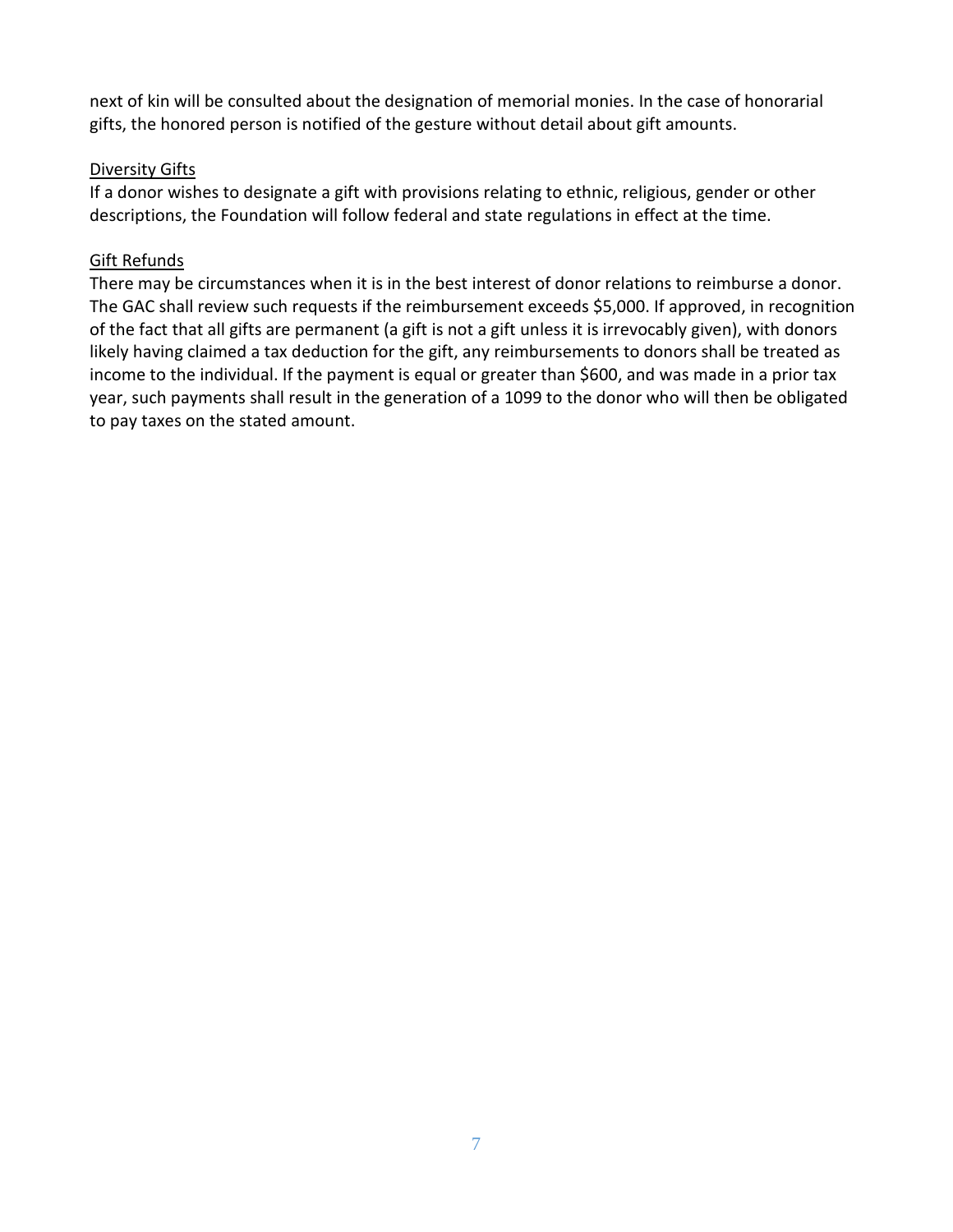next of kin will be consulted about the designation of memorial monies. In the case of honorarial gifts, the honored person is notified of the gesture without detail about gift amounts.

<u>Diversity Gifts</u>

If a donor wishes to designate a gift with provisions relating to ethnic, religious, gender or other descriptions, the Foundation will follow federal and state regulations in effect at the time.

<u>Gift Refunds</u>

There may be circumstances when it is in the best interest of donor relations to reimburse a donor. The GAC shall review such requests if the reimbursement exceeds $5,000. If approved, in recognition of the fact that all gifts are permanent (a gift is not a gift unless it is irrevocably given), with donors likely having claimed a tax deduction for the gift, any reimbursements to donors shall be treated as income to the individual. If the payment is equal or greater than $600, and was made in a prior tax year, such payments shall result in the generation of a 1099 to the donor who will then be obligated to pay taxes on the stated amount.